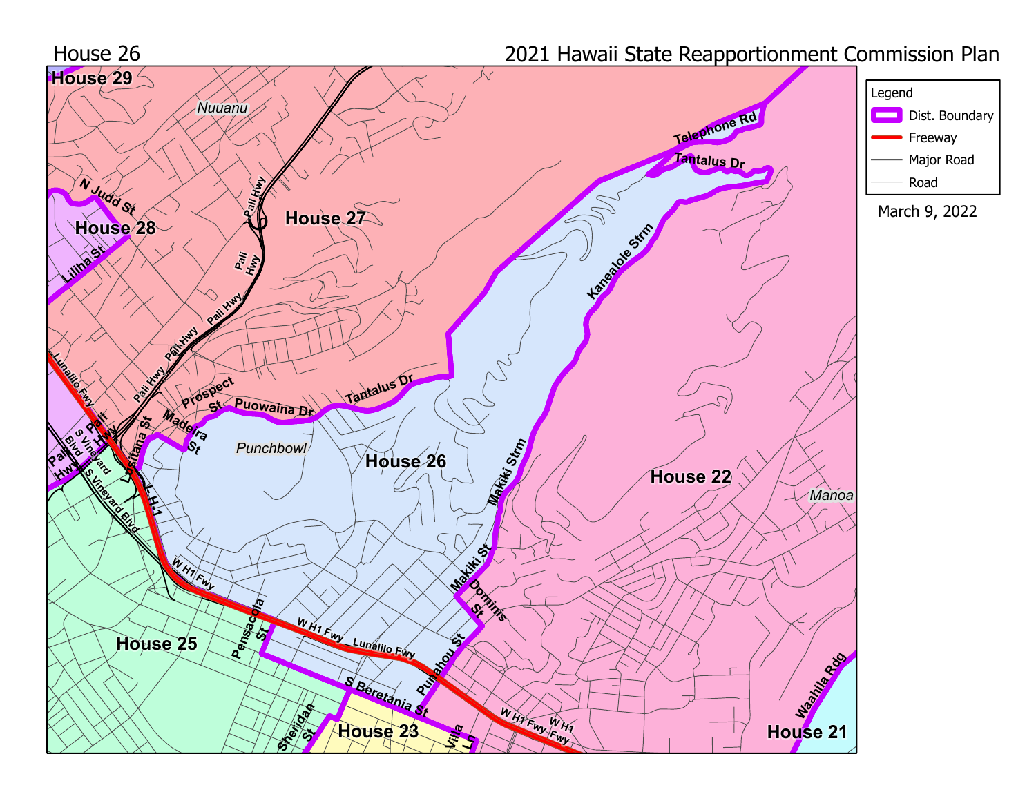House 26

2021 Hawaii State Reapportionment Commission Plan

Legend

- Dist. Boundary
- Freeway
- Major Road
- Road

March 9, 2022

House 29

Nuuanu

N Judd St

House 28

Liliha St

Pali Hwy

House 27

Telephone Rd

Tantalus Dr

Kanealole Strm

Lunalilo Fwy

Pali Hwy

Prospect St

Puowaina Dr

Tantalus Dr

Madeira St

Lusitana St

Punchbowl

House 26

Makiki Strm

House 22

Manoa

Pali Hwy

S Vineyard Blvd

H-1

W H1 Fwy

Makiki St

Dominis St

House 25

Pensacola St

W H1 Fwy

Lunalilo Fwy

Punahou St

S Beretania St

Sheridan St

House 23

Villa Ln

W H1 Fwy

W H1 Fwy

Waahila Rdg

House 21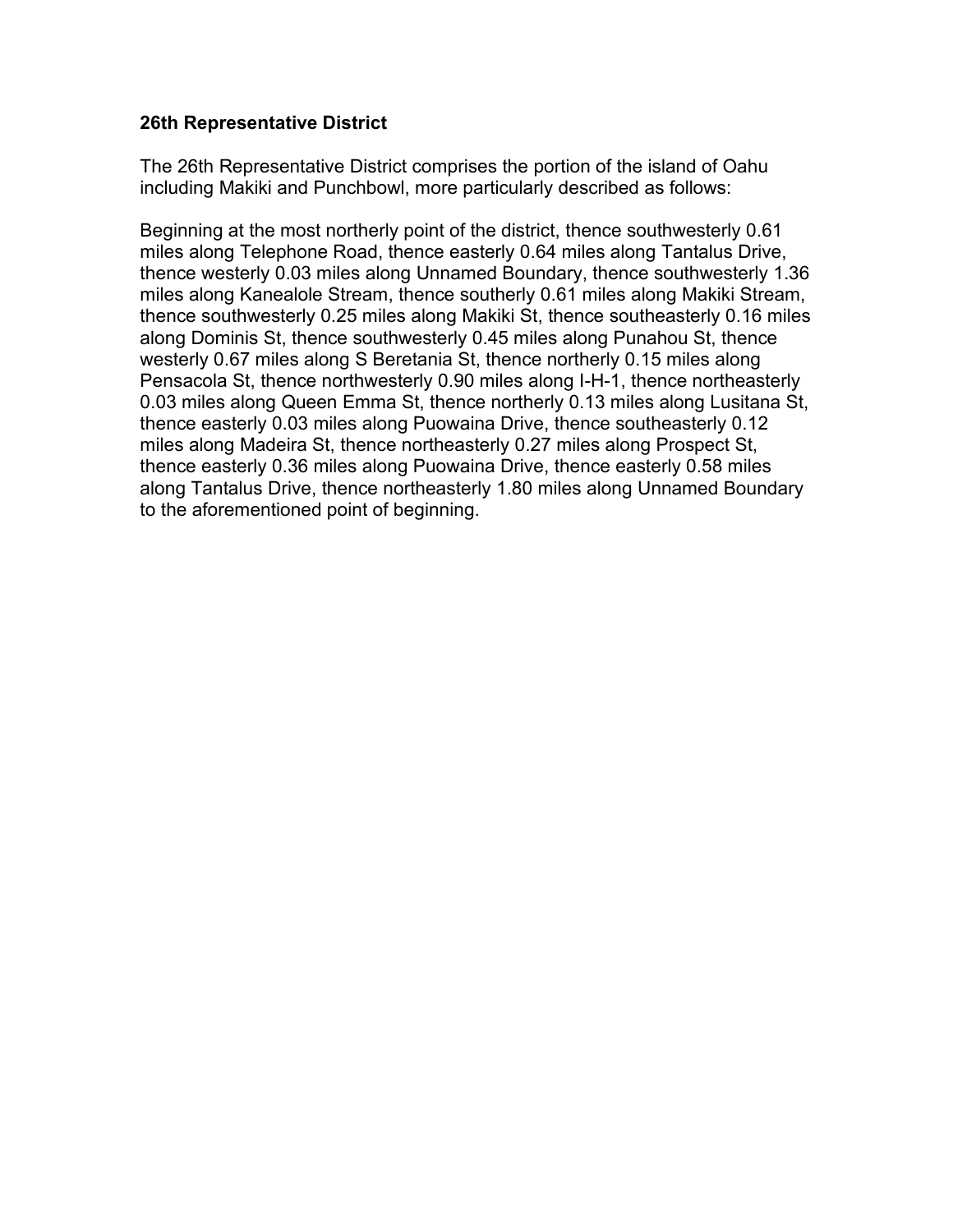**26th Representative District**

The 26th Representative District comprises the portion of the island of Oahu including Makiki and Punchbowl, more particularly described as follows:

Beginning at the most northerly point of the district, thence southwesterly 0.61 miles along Telephone Road, thence easterly 0.64 miles along Tantalus Drive, thence westerly 0.03 miles along Unnamed Boundary, thence southwesterly 1.36 miles along Kanealole Stream, thence southerly 0.61 miles along Makiki Stream, thence southwesterly 0.25 miles along Makiki St, thence southeasterly 0.16 miles along Dominis St, thence southwesterly 0.45 miles along Punahou St, thence westerly 0.67 miles along S Beretania St, thence northerly 0.15 miles along Pensacola St, thence northwesterly 0.90 miles along I-H-1, thence northeasterly 0.03 miles along Queen Emma St, thence northerly 0.13 miles along Lusitana St, thence easterly 0.03 miles along Puowaina Drive, thence southeasterly 0.12 miles along Madeira St, thence northeasterly 0.27 miles along Prospect St, thence easterly 0.36 miles along Puowaina Drive, thence easterly 0.58 miles along Tantalus Drive, thence northeasterly 1.80 miles along Unnamed Boundary to the aforementioned point of beginning.